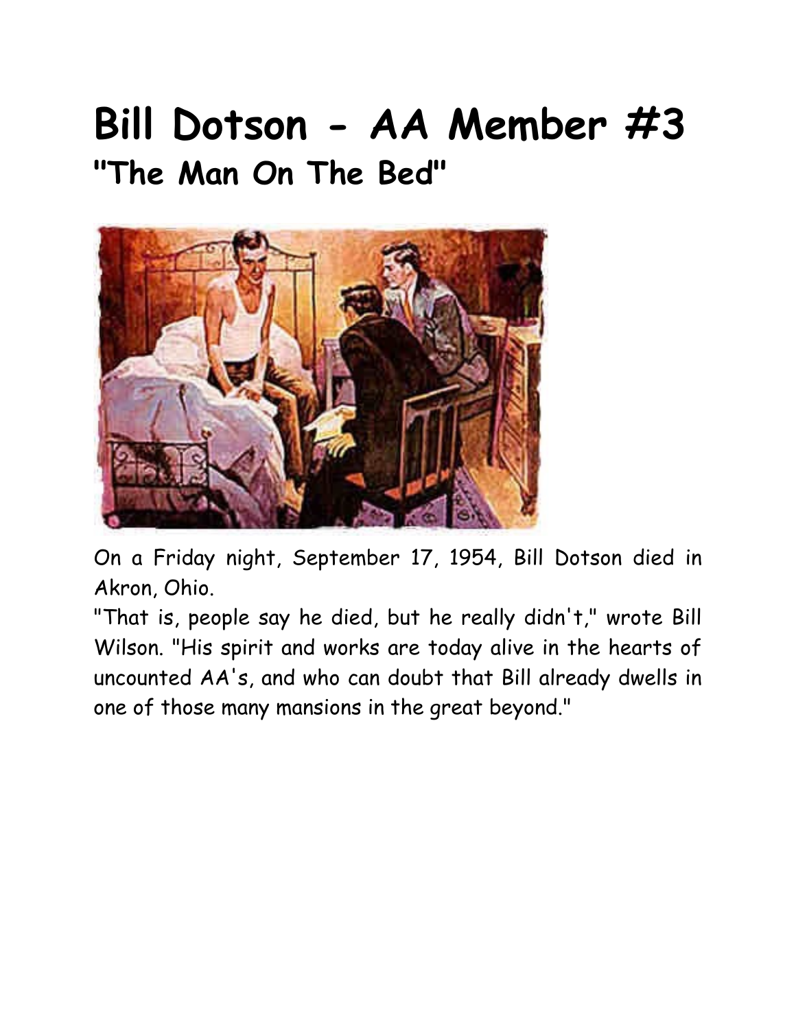# Bill Dotson - AA Member #3

## "The Man On The Bed"

On a Friday night, September 17, 1954, Bill Dotson died in Akron, Ohio.

"That is, people say he died, but he really didn't," wrote Bill Wilson. "His spirit and works are today alive in the hearts of uncounted AA's, and who can doubt that Bill already dwells in one of those many mansions in the great beyond."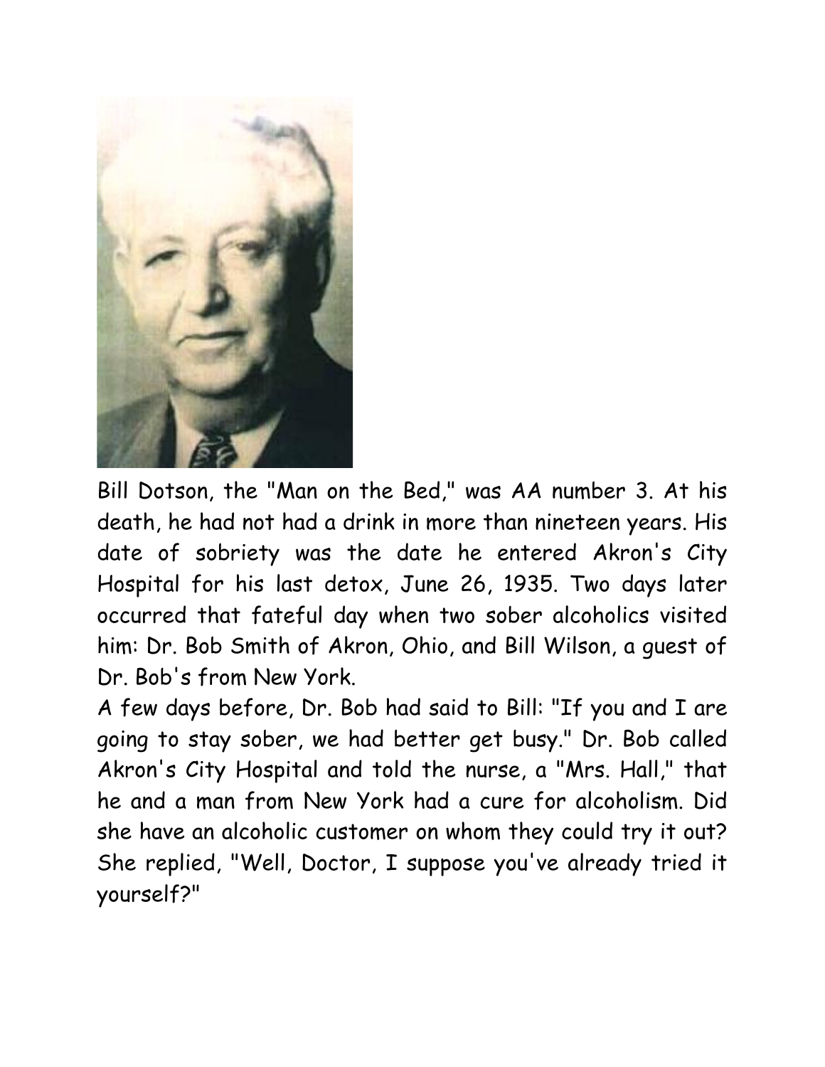Bill Dotson, the "Man on the Bed," was AA number 3. At his death, he had not had a drink in more than nineteen years. His date of sobriety was the date he entered Akron's City Hospital for his last detox, June 26, 1935. Two days later occurred that fateful day when two sober alcoholics visited him: Dr. Bob Smith of Akron, Ohio, and Bill Wilson, a guest of Dr. Bob's from New York.

A few days before, Dr. Bob had said to Bill: "If you and I are going to stay sober, we had better get busy." Dr. Bob called Akron's City Hospital and told the nurse, a "Mrs. Hall," that he and a man from New York had a cure for alcoholism. Did she have an alcoholic customer on whom they could try it out? She replied, "Well, Doctor, I suppose you've already tried it yourself?"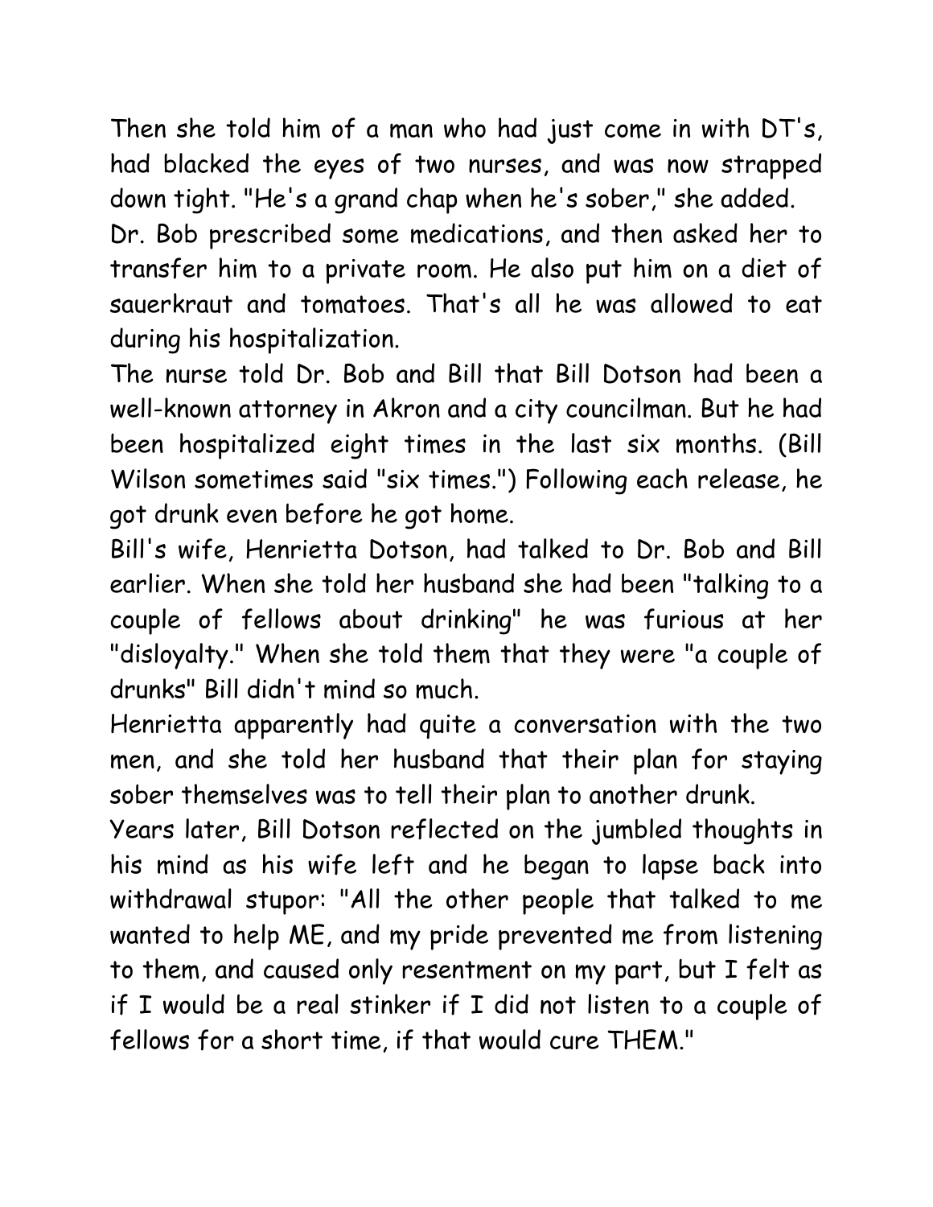Then she told him of a man who had just come in with DT's, had blacked the eyes of two nurses, and was now strapped down tight. "He's a grand chap when he's sober," she added.

Dr. Bob prescribed some medications, and then asked her to transfer him to a private room. He also put him on a diet of sauerkraut and tomatoes. That's all he was allowed to eat during his hospitalization.

The nurse told Dr. Bob and Bill that Bill Dotson had been a well-known attorney in Akron and a city councilman. But he had been hospitalized eight times in the last six months. (Bill Wilson sometimes said "six times.") Following each release, he got drunk even before he got home.

Bill's wife, Henrietta Dotson, had talked to Dr. Bob and Bill earlier. When she told her husband she had been "talking to a couple of fellows about drinking" he was furious at her "disloyalty." When she told them that they were "a couple of drunks" Bill didn't mind so much.

Henrietta apparently had quite a conversation with the two men, and she told her husband that their plan for staying sober themselves was to tell their plan to another drunk.

Years later, Bill Dotson reflected on the jumbled thoughts in his mind as his wife left and he began to lapse back into withdrawal stupor: "All the other people that talked to me wanted to help ME, and my pride prevented me from listening to them, and caused only resentment on my part, but I felt as if I would be a real stinker if I did not listen to a couple of fellows for a short time, if that would cure THEM."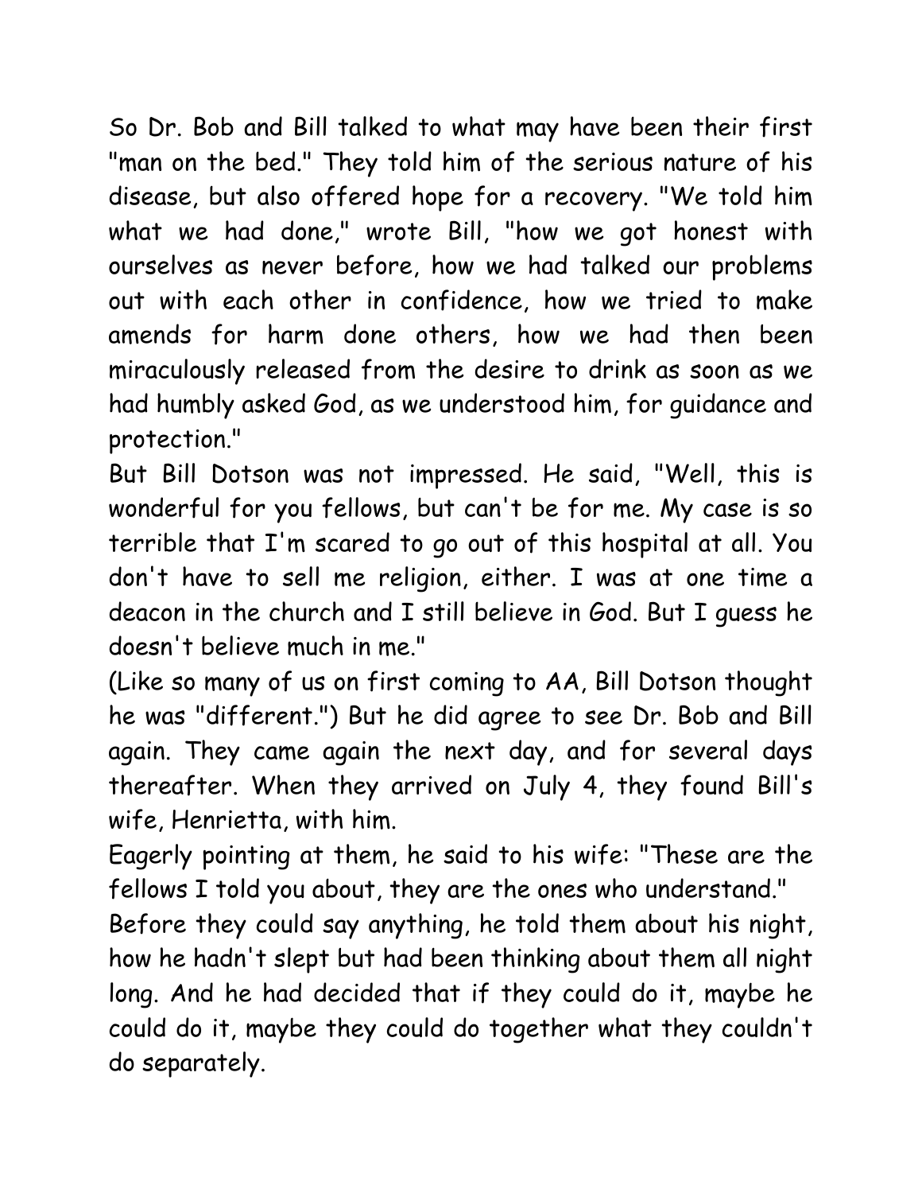So Dr. Bob and Bill talked to what may have been their first "man on the bed." They told him of the serious nature of his disease, but also offered hope for a recovery. "We told him what we had done," wrote Bill, "how we got honest with ourselves as never before, how we had talked our problems out with each other in confidence, how we tried to make amends for harm done others, how we had then been miraculously released from the desire to drink as soon as we had humbly asked God, as we understood him, for guidance and protection."

But Bill Dotson was not impressed. He said, "Well, this is wonderful for you fellows, but can't be for me. My case is so terrible that I'm scared to go out of this hospital at all. You don't have to sell me religion, either. I was at one time a deacon in the church and I still believe in God. But I guess he doesn't believe much in me."

(Like so many of us on first coming to AA, Bill Dotson thought he was "different.") But he did agree to see Dr. Bob and Bill again. They came again the next day, and for several days thereafter. When they arrived on July 4, they found Bill's wife, Henrietta, with him.

Eagerly pointing at them, he said to his wife: "These are the fellows I told you about, they are the ones who understand."

Before they could say anything, he told them about his night, how he hadn't slept but had been thinking about them all night long. And he had decided that if they could do it, maybe he could do it, maybe they could do together what they couldn't do separately.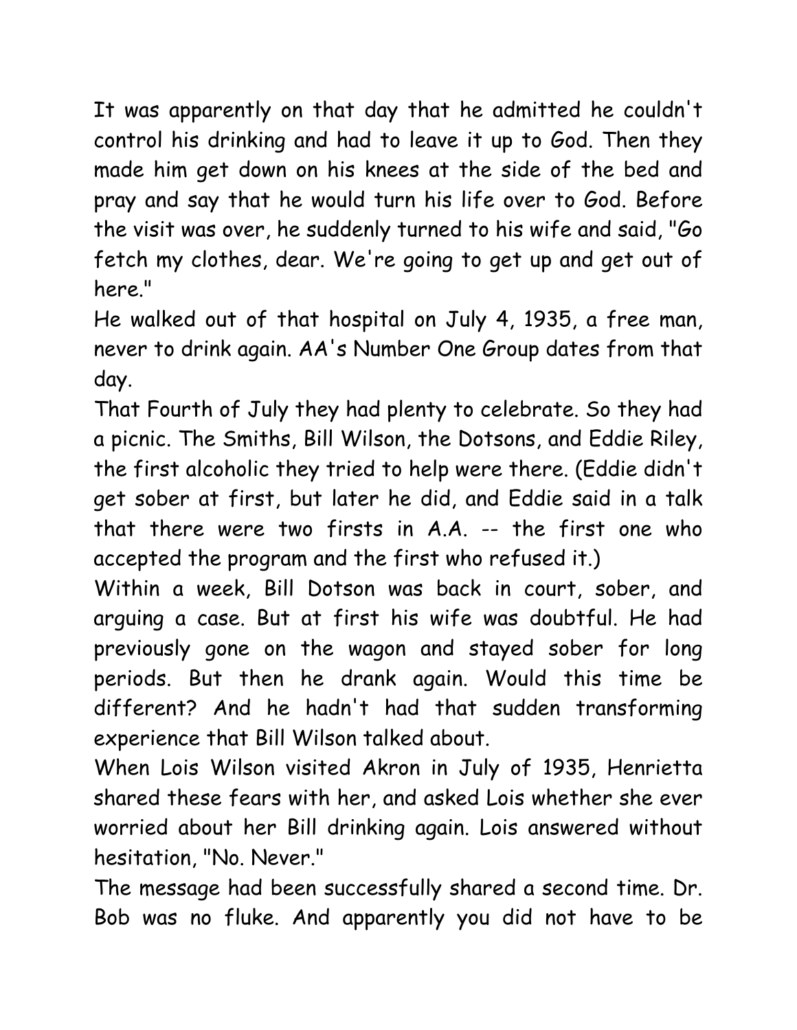It was apparently on that day that he admitted he couldn't control his drinking and had to leave it up to God. Then they made him get down on his knees at the side of the bed and pray and say that he would turn his life over to God. Before the visit was over, he suddenly turned to his wife and said, "Go fetch my clothes, dear. We're going to get up and get out of here."

He walked out of that hospital on July 4, 1935, a free man, never to drink again. AA's Number One Group dates from that day.

That Fourth of July they had plenty to celebrate. So they had a picnic. The Smiths, Bill Wilson, the Dotsons, and Eddie Riley, the first alcoholic they tried to help were there. (Eddie didn't get sober at first, but later he did, and Eddie said in a talk that there were two firsts in A.A. -- the first one who accepted the program and the first who refused it.)

Within a week, Bill Dotson was back in court, sober, and arguing a case. But at first his wife was doubtful. He had previously gone on the wagon and stayed sober for long periods. But then he drank again. Would this time be different? And he hadn't had that sudden transforming experience that Bill Wilson talked about.

When Lois Wilson visited Akron in July of 1935, Henrietta shared these fears with her, and asked Lois whether she ever worried about her Bill drinking again. Lois answered without hesitation, "No. Never."

The message had been successfully shared a second time. Dr. Bob was no fluke. And apparently you did not have to be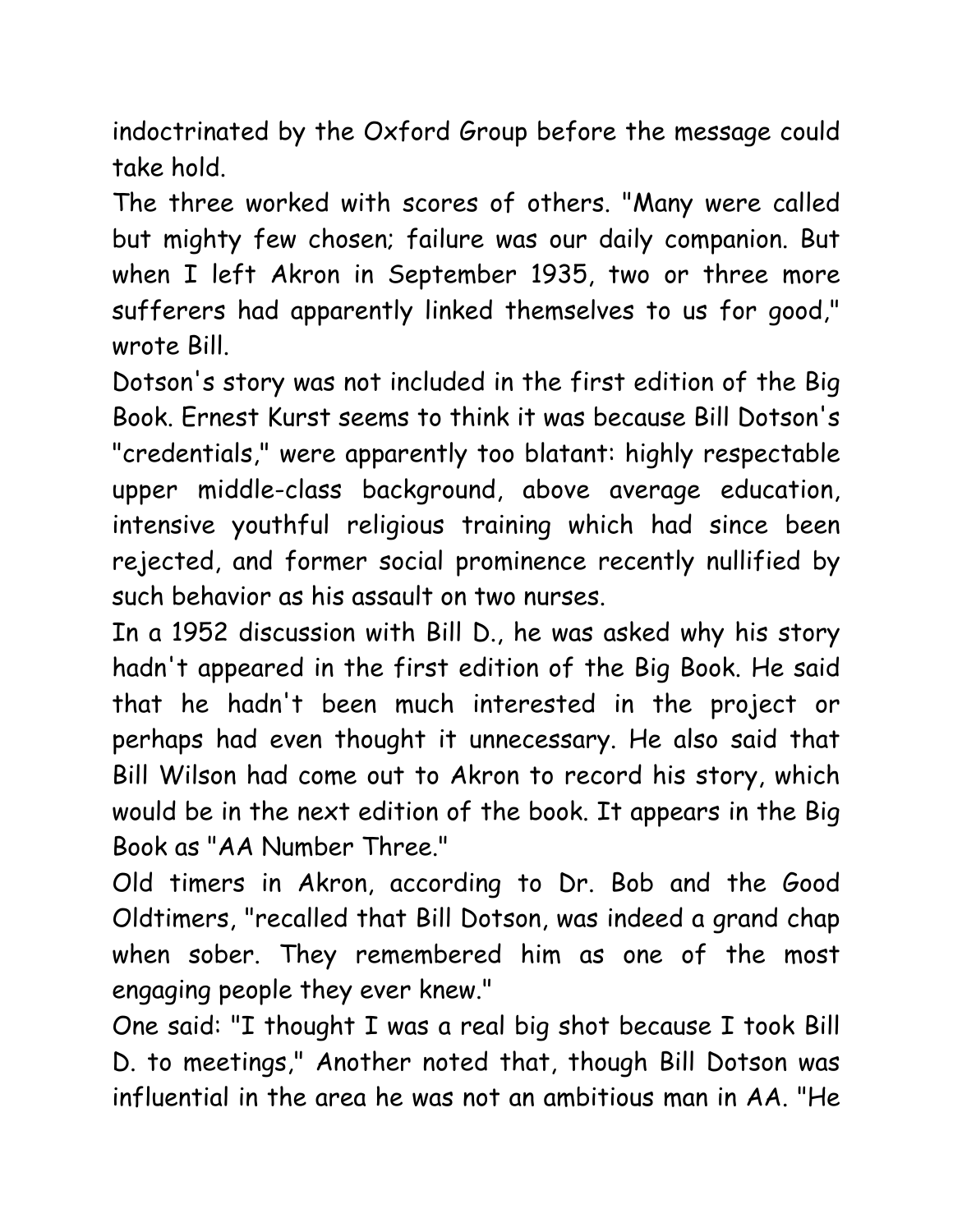indoctrinated by the Oxford Group before the message could take hold.

The three worked with scores of others. "Many were called but mighty few chosen; failure was our daily companion. But when I left Akron in September 1935, two or three more sufferers had apparently linked themselves to us for good," wrote Bill.

Dotson's story was not included in the first edition of the Big Book. Ernest Kurst seems to think it was because Bill Dotson's "credentials," were apparently too blatant: highly respectable upper middle-class background, above average education, intensive youthful religious training which had since been rejected, and former social prominence recently nullified by such behavior as his assault on two nurses.

In a 1952 discussion with Bill D., he was asked why his story hadn't appeared in the first edition of the Big Book. He said that he hadn't been much interested in the project or perhaps had even thought it unnecessary. He also said that Bill Wilson had come out to Akron to record his story, which would be in the next edition of the book. It appears in the Big Book as "AA Number Three."

Old timers in Akron, according to Dr. Bob and the Good Oldtimers, "recalled that Bill Dotson, was indeed a grand chap when sober. They remembered him as one of the most engaging people they ever knew."

One said: "I thought I was a real big shot because I took Bill D. to meetings," Another noted that, though Bill Dotson was influential in the area he was not an ambitious man in AA. "He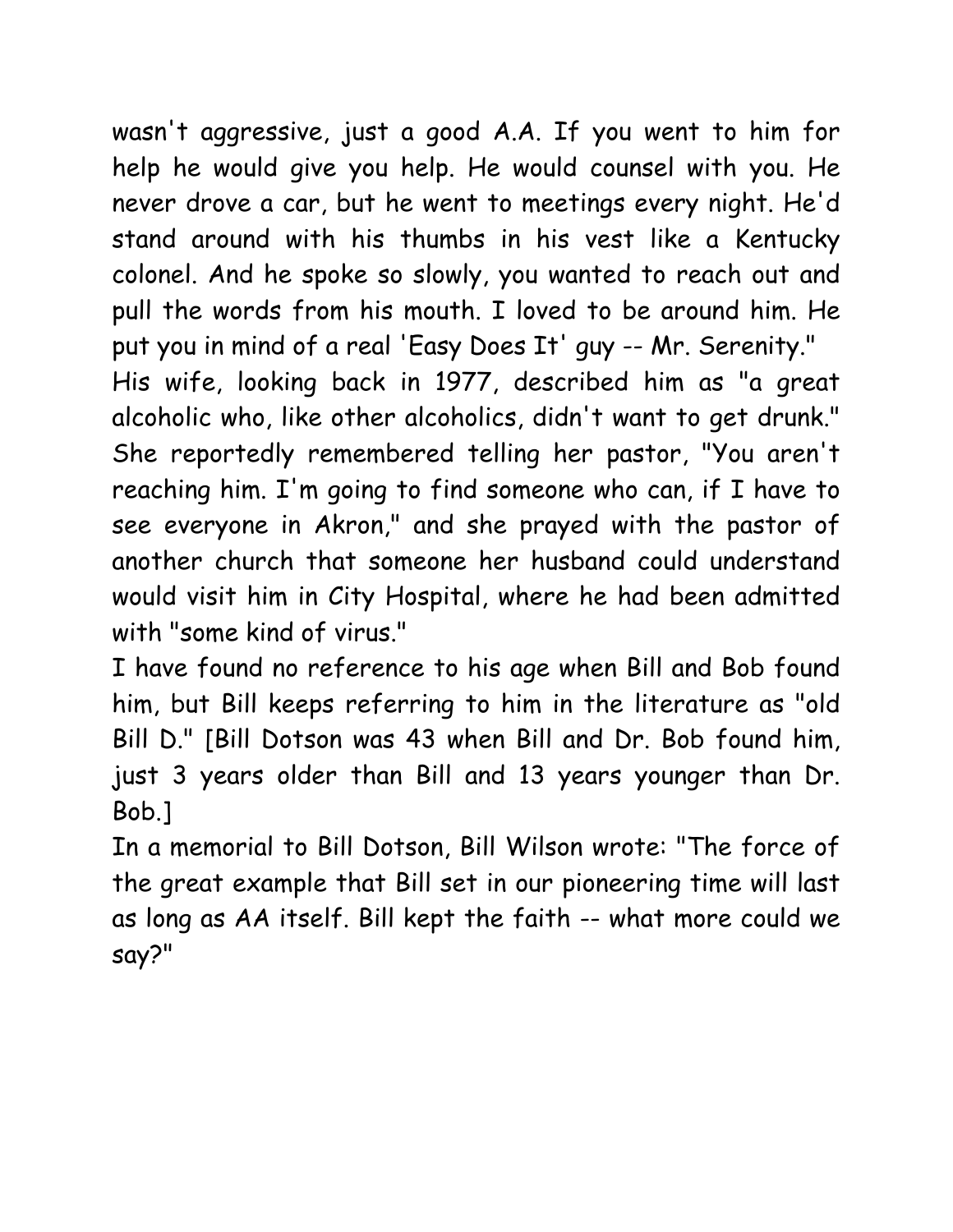wasn't aggressive, just a good A.A. If you went to him for help he would give you help. He would counsel with you. He never drove a car, but he went to meetings every night. He'd stand around with his thumbs in his vest like a Kentucky colonel. And he spoke so slowly, you wanted to reach out and pull the words from his mouth. I loved to be around him. He put you in mind of a real 'Easy Does It' guy -- Mr. Serenity."

His wife, looking back in 1977, described him as "a great alcoholic who, like other alcoholics, didn't want to get drunk." She reportedly remembered telling her pastor, "You aren't reaching him. I'm going to find someone who can, if I have to see everyone in Akron," and she prayed with the pastor of another church that someone her husband could understand would visit him in City Hospital, where he had been admitted with "some kind of virus."

I have found no reference to his age when Bill and Bob found him, but Bill keeps referring to him in the literature as "old Bill D." [Bill Dotson was 43 when Bill and Dr. Bob found him, just 3 years older than Bill and 13 years younger than Dr. Bob.]

In a memorial to Bill Dotson, Bill Wilson wrote: "The force of the great example that Bill set in our pioneering time will last as long as AA itself. Bill kept the faith -- what more could we say?"